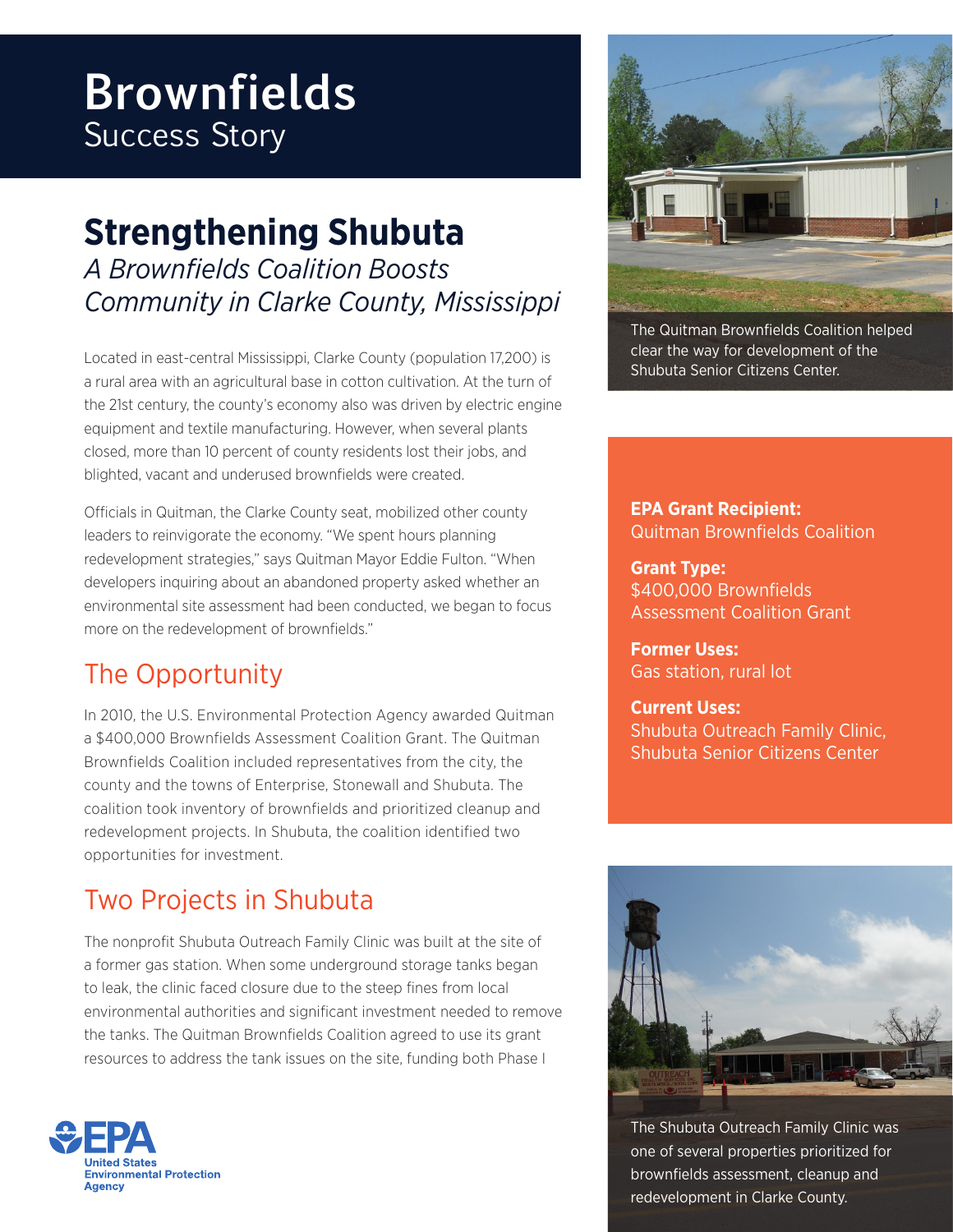# Brownfields
Success Story

## Strengthening Shubuta

*A Brownfields Coalition Boosts Community in Clarke County, Mississippi*

Located in east-central Mississippi, Clarke County (population 17,200) is a rural area with an agricultural base in cotton cultivation. At the turn of the 21st century, the county's economy also was driven by electric engine equipment and textile manufacturing. However, when several plants closed, more than 10 percent of county residents lost their jobs, and blighted, vacant and underused brownfields were created.

Officials in Quitman, the Clarke County seat, mobilized other county leaders to reinvigorate the economy. "We spent hours planning redevelopment strategies," says Quitman Mayor Eddie Fulton. "When developers inquiring about an abandoned property asked whether an environmental site assessment had been conducted, we began to focus more on the redevelopment of brownfields."

### The Opportunity

In 2010, the U.S. Environmental Protection Agency awarded Quitman a $400,000 Brownfields Assessment Coalition Grant. The Quitman Brownfields Coalition included representatives from the city, the county and the towns of Enterprise, Stonewall and Shubuta. The coalition took inventory of brownfields and prioritized cleanup and redevelopment projects. In Shubuta, the coalition identified two opportunities for investment.

### Two Projects in Shubuta

The nonprofit Shubuta Outreach Family Clinic was built at the site of a former gas station. When some underground storage tanks began to leak, the clinic faced closure due to the steep fines from local environmental authorities and significant investment needed to remove the tanks. The Quitman Brownfields Coalition agreed to use its grant resources to address the tank issues on the site, funding both Phase I

The Quitman Brownfields Coalition helped clear the way for development of the Shubuta Senior Citizens Center.

**EPA Grant Recipient:**
Quitman Brownfields Coalition

**Grant Type:**
$400,000 Brownfields Assessment Coalition Grant

**Former Uses:**
Gas station, rural lot

**Current Uses:**
Shubuta Outreach Family Clinic, Shubuta Senior Citizens Center

The Shubuta Outreach Family Clinic was one of several properties prioritized for brownfields assessment, cleanup and redevelopment in Clarke County.

EPA United States Environmental Protection Agency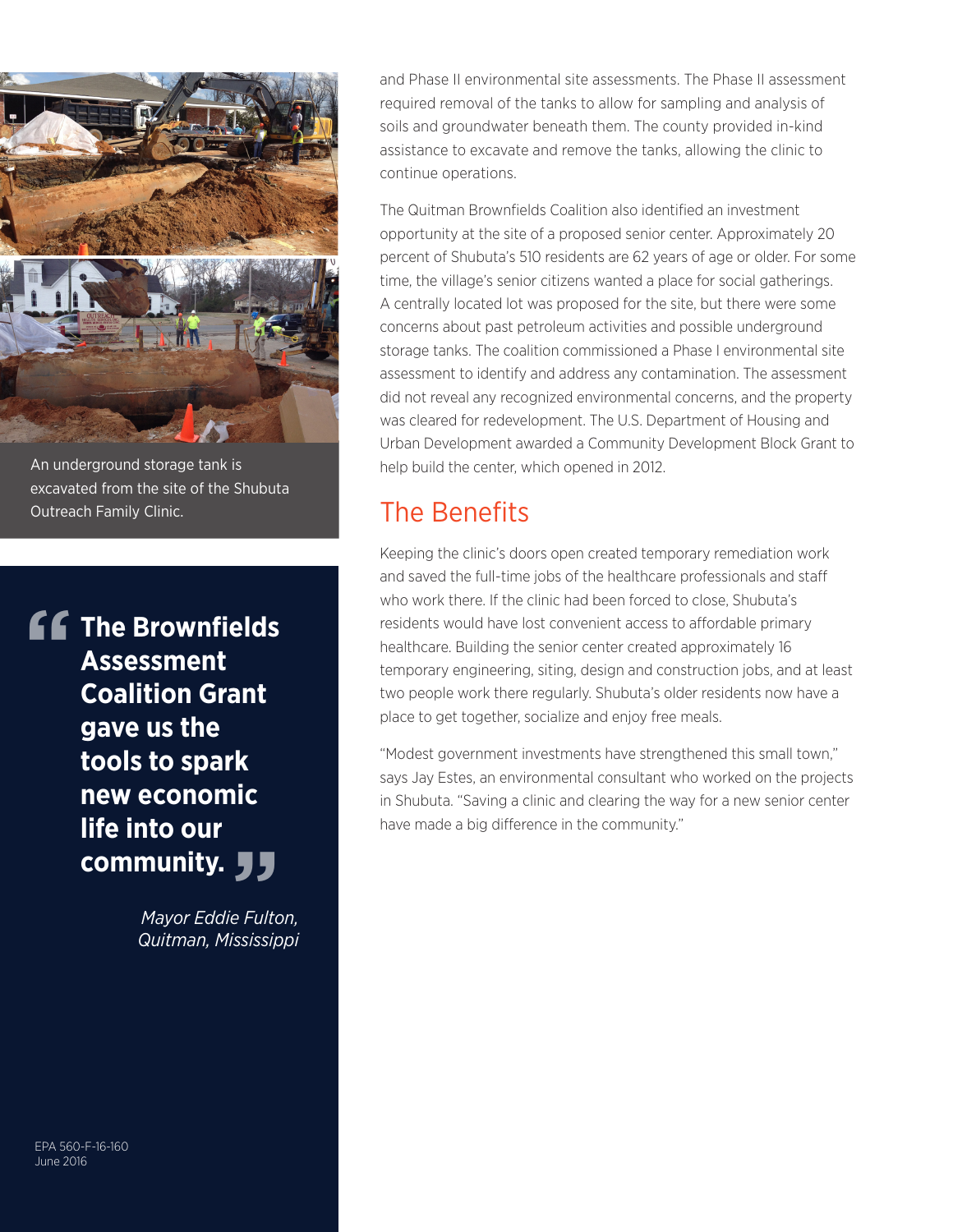An underground storage tank is excavated from the site of the Shubuta Outreach Family Clinic.

> **The Brownfields Assessment Coalition Grant gave us the tools to spark new economic life into our community.**
>
> *Mayor Eddie Fulton, Quitman, Mississippi*

and Phase II environmental site assessments. The Phase II assessment required removal of the tanks to allow for sampling and analysis of soils and groundwater beneath them. The county provided in-kind assistance to excavate and remove the tanks, allowing the clinic to continue operations.

The Quitman Brownfields Coalition also identified an investment opportunity at the site of a proposed senior center. Approximately 20 percent of Shubuta's 510 residents are 62 years of age or older. For some time, the village's senior citizens wanted a place for social gatherings. A centrally located lot was proposed for the site, but there were some concerns about past petroleum activities and possible underground storage tanks. The coalition commissioned a Phase I environmental site assessment to identify and address any contamination. The assessment did not reveal any recognized environmental concerns, and the property was cleared for redevelopment. The U.S. Department of Housing and Urban Development awarded a Community Development Block Grant to help build the center, which opened in 2012.

## The Benefits

Keeping the clinic's doors open created temporary remediation work and saved the full-time jobs of the healthcare professionals and staff who work there. If the clinic had been forced to close, Shubuta's residents would have lost convenient access to affordable primary healthcare. Building the senior center created approximately 16 temporary engineering, siting, design and construction jobs, and at least two people work there regularly. Shubuta's older residents now have a place to get together, socialize and enjoy free meals.

"Modest government investments have strengthened this small town," says Jay Estes, an environmental consultant who worked on the projects in Shubuta. "Saving a clinic and clearing the way for a new senior center have made a big difference in the community."

EPA 560-F-16-160
June 2016